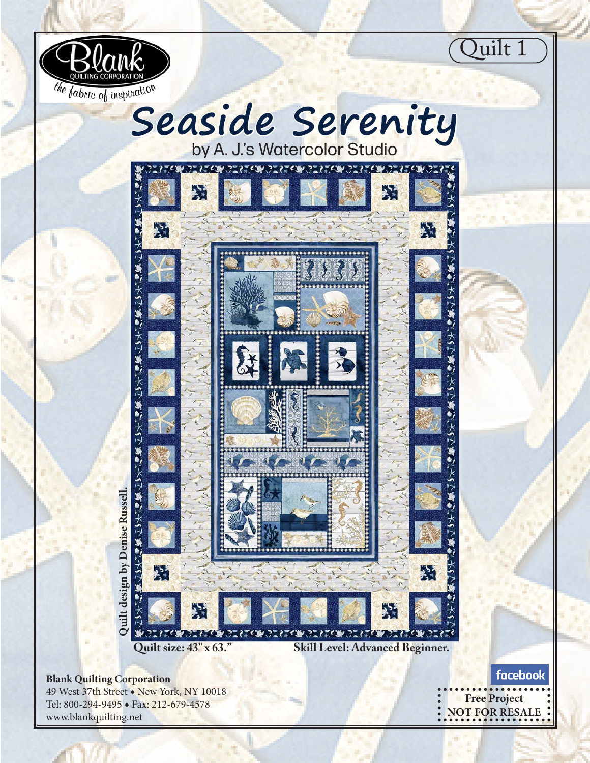Blank QUILTING CORPORATION

*the fabric of inspiration*

Quilt 1

# Seaside Serenity

by A. J.'s Watercolor Studio

Quilt design by Denise Russell.

**Quilt size: 43" x 63."**

**Skill Level: Advanced Beginner.**

**Blank Quilting Corporation**
49 West 37th Street ◆ New York, NY 10018
Tel: 800-294-9495 ◆ Fax: 212-679-4578
www.blankquilting.net

facebook

**Free Project**
**NOT FOR RESALE**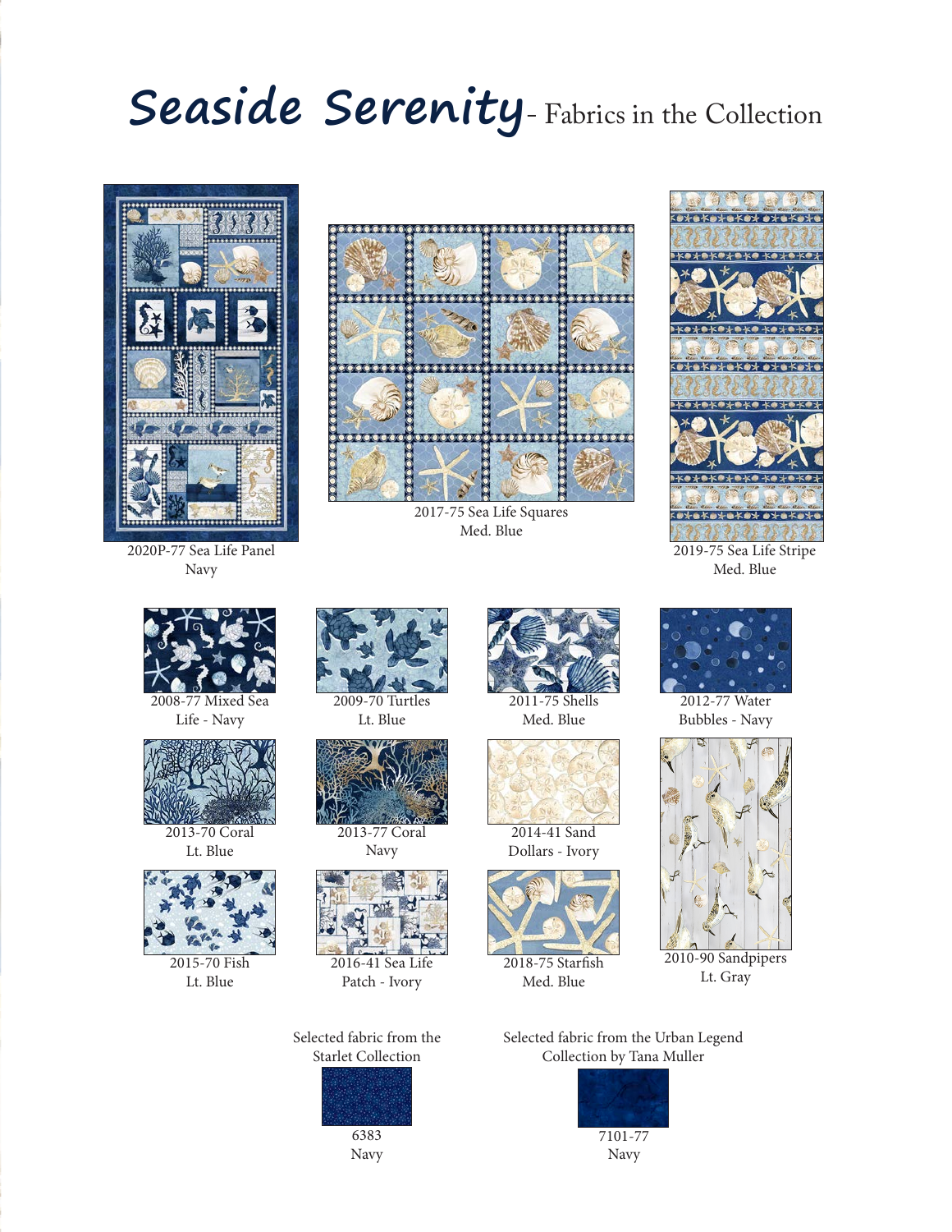# Seaside Serenity- Fabrics in the Collection

2020P-77 Sea Life Panel
Navy

2017-75 Sea Life Squares
Med. Blue

2019-75 Sea Life Stripe
Med. Blue

2008-77 Mixed Sea
Life - Navy

2009-70 Turtles
Lt. Blue

2011-75 Shells
Med. Blue

2012-77 Water
Bubbles - Navy

2013-70 Coral
Lt. Blue

2013-77 Coral
Navy

2014-41 Sand
Dollars - Ivory

2010-90 Sandpipers
Lt. Gray

2015-70 Fish
Lt. Blue

2016-41 Sea Life
Patch - Ivory

2018-75 Starfish
Med. Blue

Selected fabric from the
Starlet Collection

6383
Navy

Selected fabric from the Urban Legend
Collection by Tana Muller

7101-77
Navy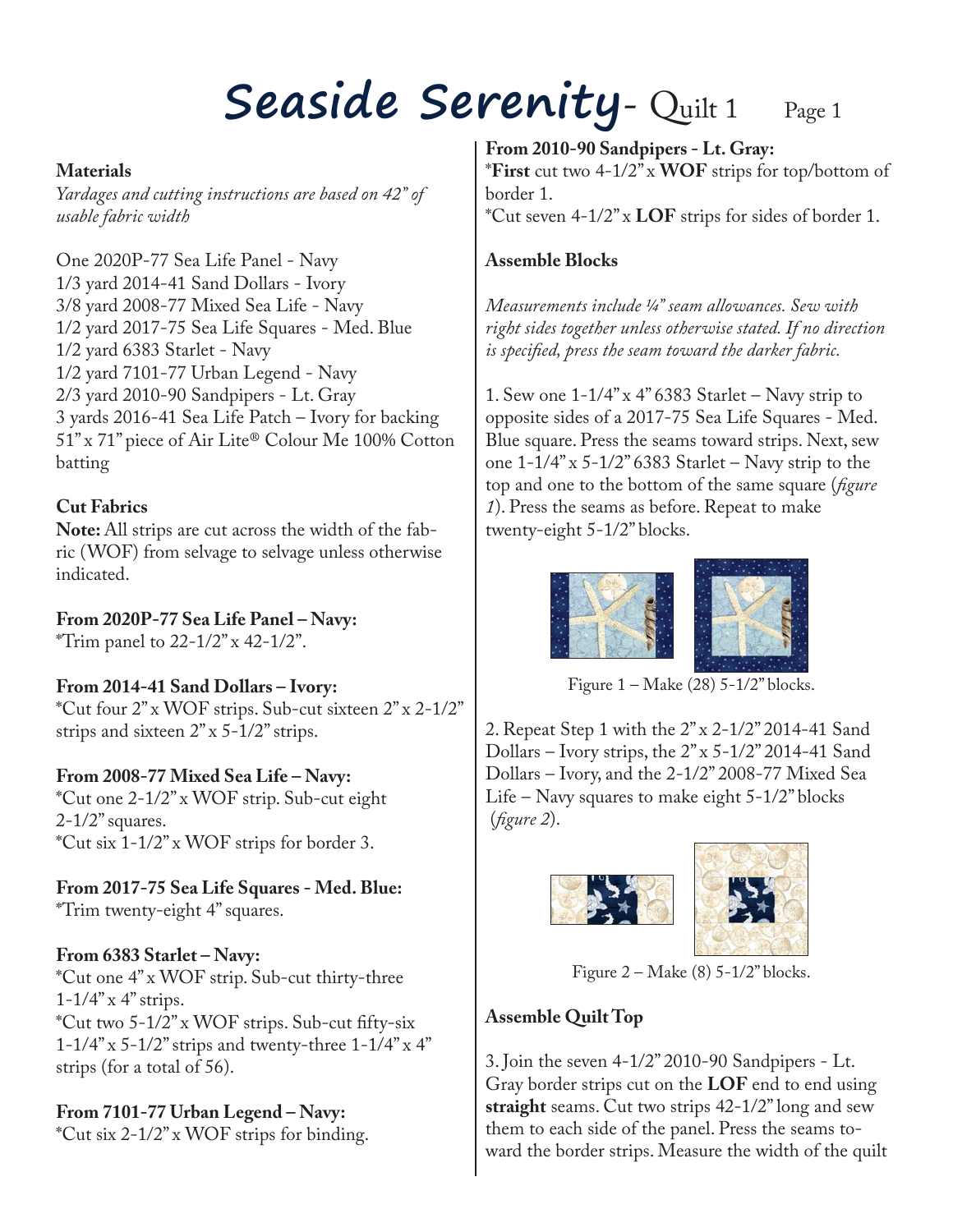# Seaside Serenity- Quilt 1

**Materials**

*Yardages and cutting instructions are based on 42" of usable fabric width*

One 2020P-77 Sea Life Panel - Navy
1/3 yard 2014-41 Sand Dollars - Ivory
3/8 yard 2008-77 Mixed Sea Life - Navy
1/2 yard 2017-75 Sea Life Squares - Med. Blue
1/2 yard 6383 Starlet - Navy
1/2 yard 7101-77 Urban Legend - Navy
2/3 yard 2010-90 Sandpipers - Lt. Gray
3 yards 2016-41 Sea Life Patch – Ivory for backing
51" x 71" piece of Air Lite® Colour Me 100% Cotton batting

**Cut Fabrics**

**Note:** All strips are cut across the width of the fabric (WOF) from selvage to selvage unless otherwise indicated.

**From 2020P-77 Sea Life Panel – Navy:**
*Trim panel to 22-1/2" x 42-1/2".

**From 2014-41 Sand Dollars – Ivory:**
*Cut four 2" x WOF strips. Sub-cut sixteen 2" x 2-1/2" strips and sixteen 2" x 5-1/2" strips.

**From 2008-77 Mixed Sea Life – Navy:**
*Cut one 2-1/2" x WOF strip. Sub-cut eight 2-1/2" squares.
*Cut six 1-1/2" x WOF strips for border 3.

**From 2017-75 Sea Life Squares - Med. Blue:**
*Trim twenty-eight 4" squares.

**From 6383 Starlet – Navy:**
*Cut one 4" x WOF strip. Sub-cut thirty-three 1-1/4" x 4" strips.
*Cut two 5-1/2" x WOF strips. Sub-cut fifty-six 1-1/4" x 5-1/2" strips and twenty-three 1-1/4" x 4" strips (for a total of 56).

**From 7101-77 Urban Legend – Navy:**
*Cut six 2-1/2" x WOF strips for binding.

**From 2010-90 Sandpipers - Lt. Gray:**
***First** cut two 4-1/2" x **WOF** strips for top/bottom of border 1.
*Cut seven 4-1/2" x **LOF** strips for sides of border 1.

**Assemble Blocks**

*Measurements include ¼" seam allowances. Sew with right sides together unless otherwise stated. If no direction is specified, press the seam toward the darker fabric.*

1. Sew one 1-1/4" x 4" 6383 Starlet – Navy strip to opposite sides of a 2017-75 Sea Life Squares - Med. Blue square. Press the seams toward strips. Next, sew one 1-1/4" x 5-1/2" 6383 Starlet – Navy strip to the top and one to the bottom of the same square (*figure 1*). Press the seams as before. Repeat to make twenty-eight 5-1/2" blocks.

Figure 1 – Make (28) 5-1/2" blocks.

2. Repeat Step 1 with the 2" x 2-1/2" 2014-41 Sand Dollars – Ivory strips, the 2" x 5-1/2" 2014-41 Sand Dollars – Ivory, and the 2-1/2" 2008-77 Mixed Sea Life – Navy squares to make eight 5-1/2" blocks (*figure 2*).

Figure 2 – Make (8) 5-1/2" blocks.

**Assemble Quilt Top**

3. Join the seven 4-1/2" 2010-90 Sandpipers - Lt. Gray border strips cut on the **LOF** end to end using **straight** seams. Cut two strips 42-1/2" long and sew them to each side of the panel. Press the seams toward the border strips. Measure the width of the quilt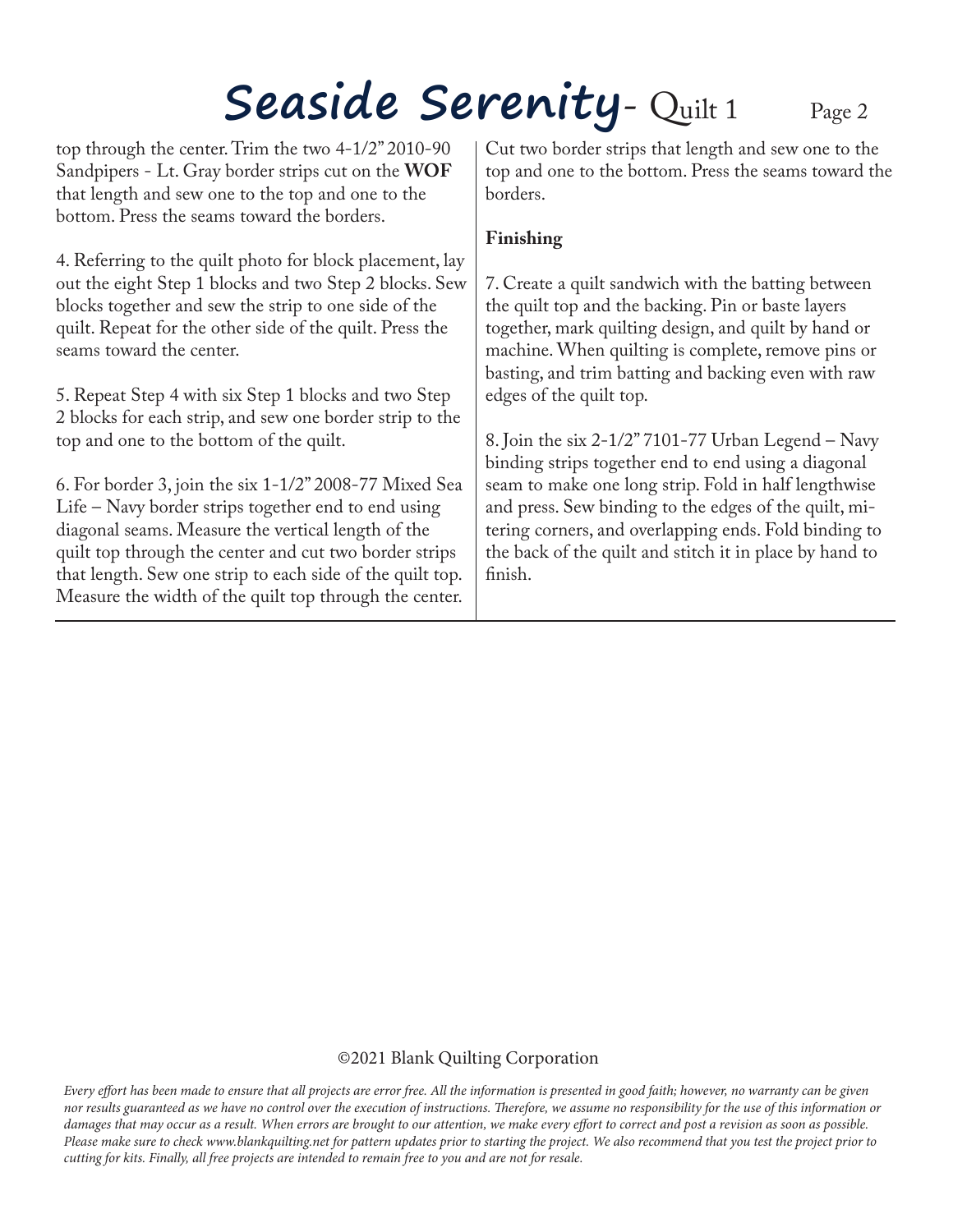top through the center. Trim the two 4-1/2" 2010-90 Sandpipers - Lt. Gray border strips cut on the **WOF** that length and sew one to the top and one to the bottom. Press the seams toward the borders.

4. Referring to the quilt photo for block placement, lay out the eight Step 1 blocks and two Step 2 blocks. Sew blocks together and sew the strip to one side of the quilt. Repeat for the other side of the quilt. Press the seams toward the center.

5. Repeat Step 4 with six Step 1 blocks and two Step 2 blocks for each strip, and sew one border strip to the top and one to the bottom of the quilt.

6. For border 3, join the six 1-1/2" 2008-77 Mixed Sea Life – Navy border strips together end to end using diagonal seams. Measure the vertical length of the quilt top through the center and cut two border strips that length. Sew one strip to each side of the quilt top. Measure the width of the quilt top through the center. Cut two border strips that length and sew one to the top and one to the bottom. Press the seams toward the borders.

**Finishing**

7. Create a quilt sandwich with the batting between the quilt top and the backing. Pin or baste layers together, mark quilting design, and quilt by hand or machine. When quilting is complete, remove pins or basting, and trim batting and backing even with raw edges of the quilt top.

8. Join the six 2-1/2" 7101-77 Urban Legend – Navy binding strips together end to end using a diagonal seam to make one long strip. Fold in half lengthwise and press. Sew binding to the edges of the quilt, mitering corners, and overlapping ends. Fold binding to the back of the quilt and stitch it in place by hand to finish.

©2021 Blank Quilting Corporation

*Every effort has been made to ensure that all projects are error free. All the information is presented in good faith; however, no warranty can be given nor results guaranteed as we have no control over the execution of instructions. Therefore, we assume no responsibility for the use of this information or damages that may occur as a result. When errors are brought to our attention, we make every effort to correct and post a revision as soon as possible. Please make sure to check www.blankquilting.net for pattern updates prior to starting the project. We also recommend that you test the project prior to cutting for kits. Finally, all free projects are intended to remain free to you and are not for resale.*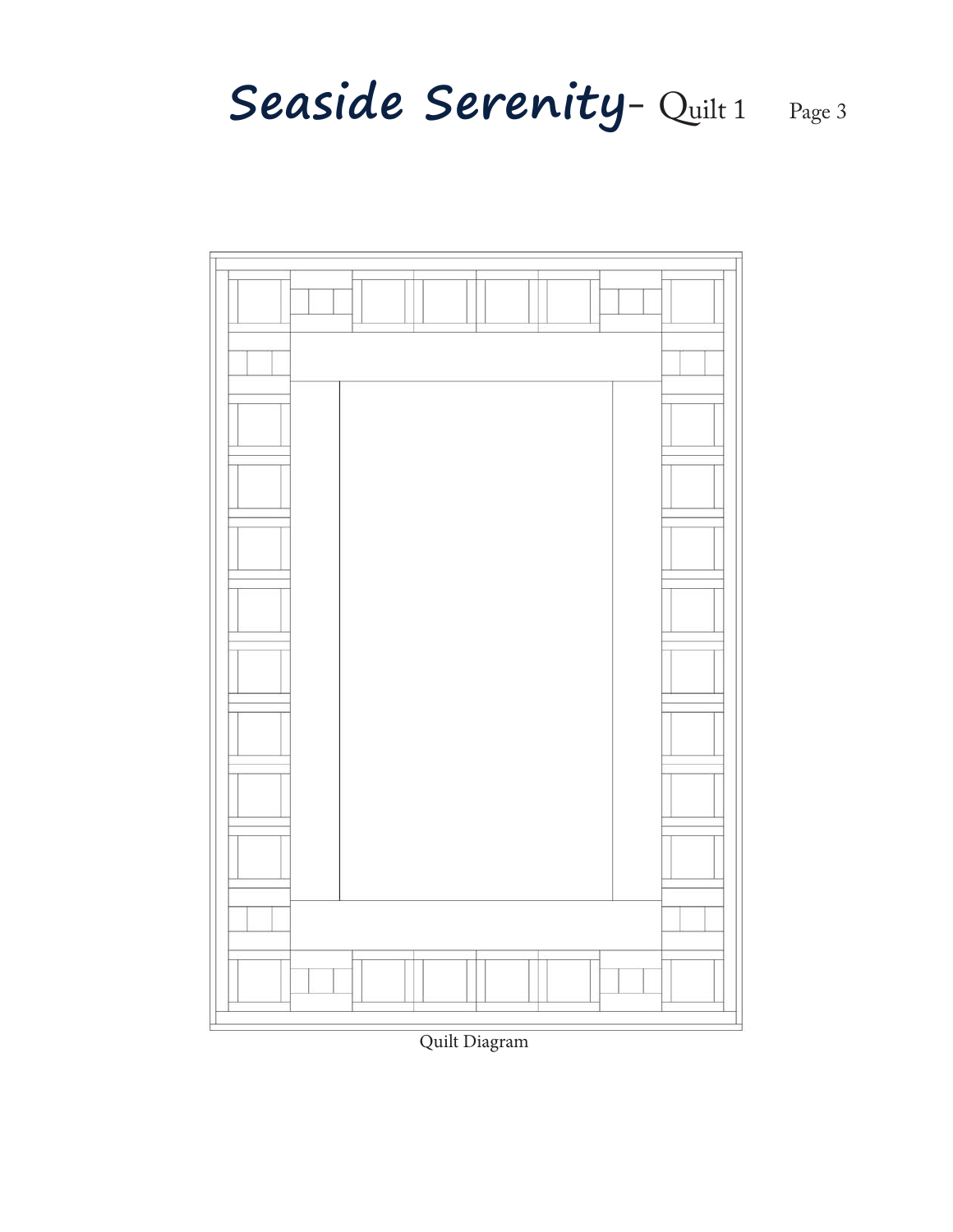# Seaside Serenity- Quilt 1

Quilt Diagram